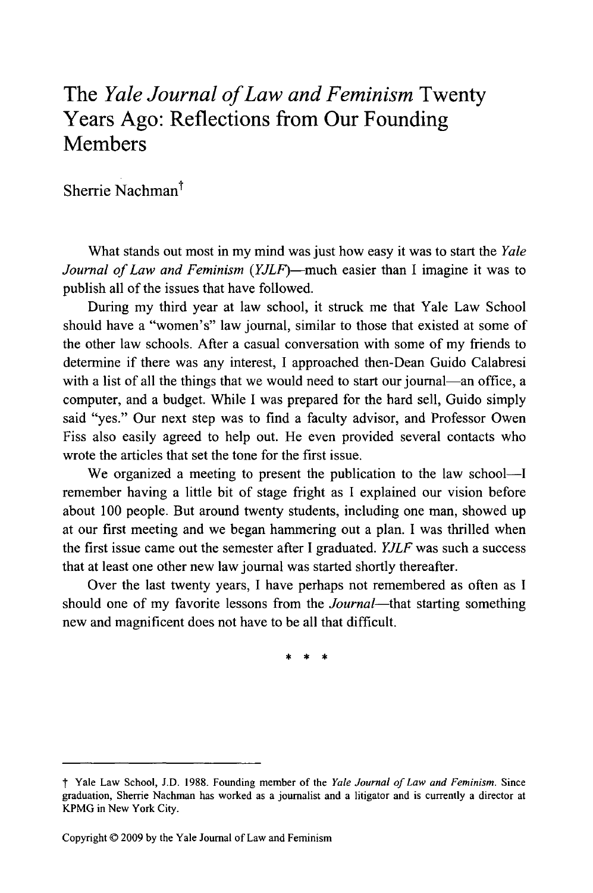# The *Yale Journal of Law and Feminism* Twenty Years Ago: Reflections from Our Founding Members

Sherrie Nachman†

What stands out most in my mind was just how easy it was to start the *Yale Journal of Law and Feminism* (*YJLF*)—much easier than I imagine it was to publish all of the issues that have followed.

During my third year at law school, it struck me that Yale Law School should have a "women's" law journal, similar to those that existed at some of the other law schools. After a casual conversation with some of my friends to determine if there was any interest, I approached then-Dean Guido Calabresi with a list of all the things that we would need to start our journal—an office, a computer, and a budget. While I was prepared for the hard sell, Guido simply said "yes." Our next step was to find a faculty advisor, and Professor Owen Fiss also easily agreed to help out. He even provided several contacts who wrote the articles that set the tone for the first issue.

We organized a meeting to present the publication to the law school—I remember having a little bit of stage fright as I explained our vision before about 100 people. But around twenty students, including one man, showed up at our first meeting and we began hammering out a plan. I was thrilled when the first issue came out the semester after I graduated. *YJLF* was such a success that at least one other new law journal was started shortly thereafter.

Over the last twenty years, I have perhaps not remembered as often as I should one of my favorite lessons from the *Journal*—that starting something new and magnificent does not have to be all that difficult.

\* \* \*

---

† Yale Law School, J.D. 1988. Founding member of the *Yale Journal of Law and Feminism*. Since graduation, Sherrie Nachman has worked as a journalist and a litigator and is currently a director at KPMG in New York City.

Copyright © 2009 by the Yale Journal of Law and Feminism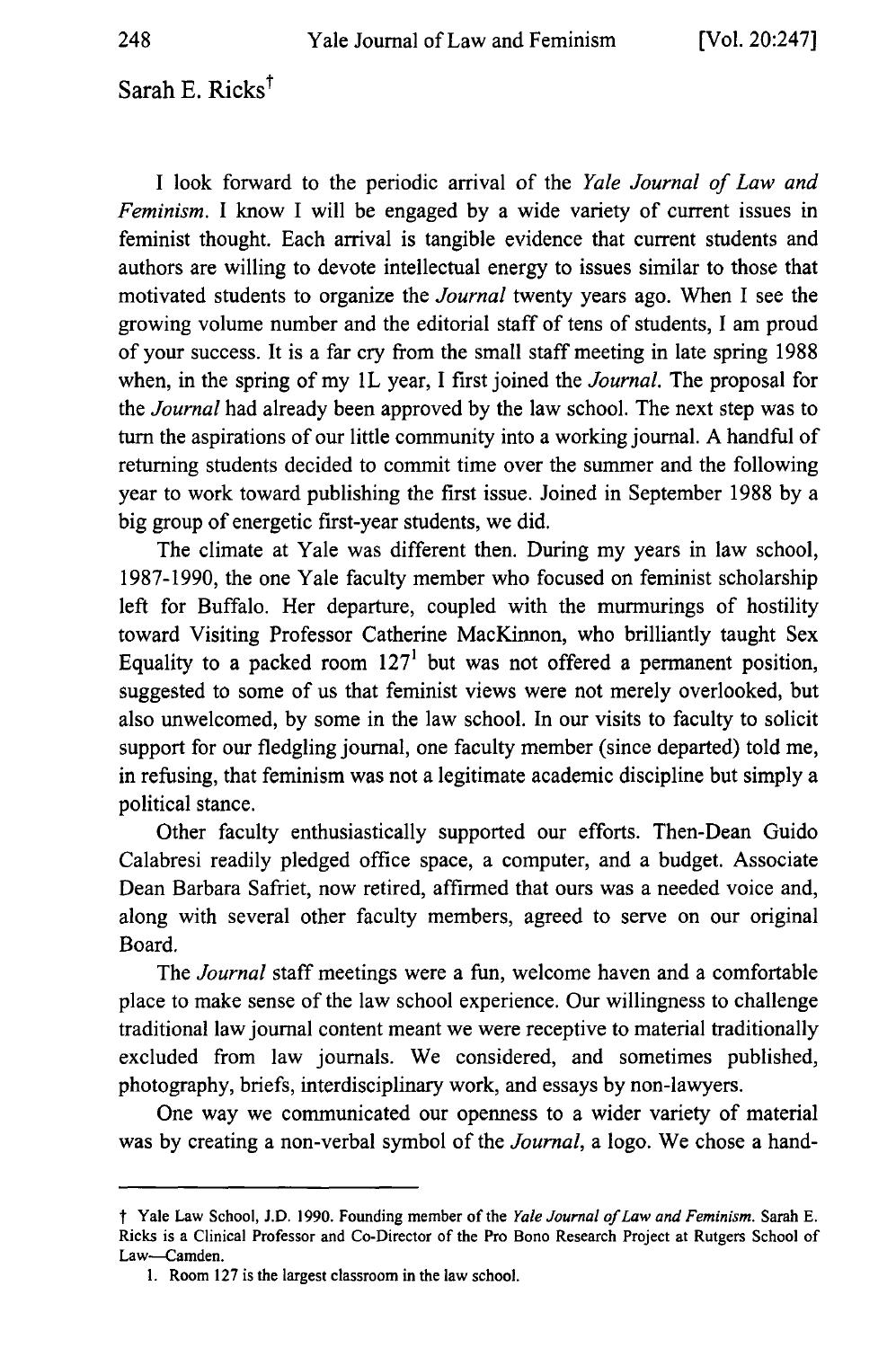Sarah E. Ricks[†]

I look forward to the periodic arrival of the *Yale Journal of Law and Feminism*. I know I will be engaged by a wide variety of current issues in feminist thought. Each arrival is tangible evidence that current students and authors are willing to devote intellectual energy to issues similar to those that motivated students to organize the *Journal* twenty years ago. When I see the growing volume number and the editorial staff of tens of students, I am proud of your success. It is a far cry from the small staff meeting in late spring 1988 when, in the spring of my 1L year, I first joined the *Journal*. The proposal for the *Journal* had already been approved by the law school. The next step was to turn the aspirations of our little community into a working journal. A handful of returning students decided to commit time over the summer and the following year to work toward publishing the first issue. Joined in September 1988 by a big group of energetic first-year students, we did.

The climate at Yale was different then. During my years in law school, 1987-1990, the one Yale faculty member who focused on feminist scholarship left for Buffalo. Her departure, coupled with the murmurings of hostility toward Visiting Professor Catherine MacKinnon, who brilliantly taught Sex Equality to a packed room 127[1] but was not offered a permanent position, suggested to some of us that feminist views were not merely overlooked, but also unwelcomed, by some in the law school. In our visits to faculty to solicit support for our fledgling journal, one faculty member (since departed) told me, in refusing, that feminism was not a legitimate academic discipline but simply a political stance.

Other faculty enthusiastically supported our efforts. Then-Dean Guido Calabresi readily pledged office space, a computer, and a budget. Associate Dean Barbara Safriet, now retired, affirmed that ours was a needed voice and, along with several other faculty members, agreed to serve on our original Board.

The *Journal* staff meetings were a fun, welcome haven and a comfortable place to make sense of the law school experience. Our willingness to challenge traditional law journal content meant we were receptive to material traditionally excluded from law journals. We considered, and sometimes published, photography, briefs, interdisciplinary work, and essays by non-lawyers.

One way we communicated our openness to a wider variety of material was by creating a non-verbal symbol of the *Journal*, a logo. We chose a hand-

---

† Yale Law School, J.D. 1990. Founding member of the *Yale Journal of Law and Feminism*. Sarah E. Ricks is a Clinical Professor and Co-Director of the Pro Bono Research Project at Rutgers School of Law—Camden.

1. Room 127 is the largest classroom in the law school.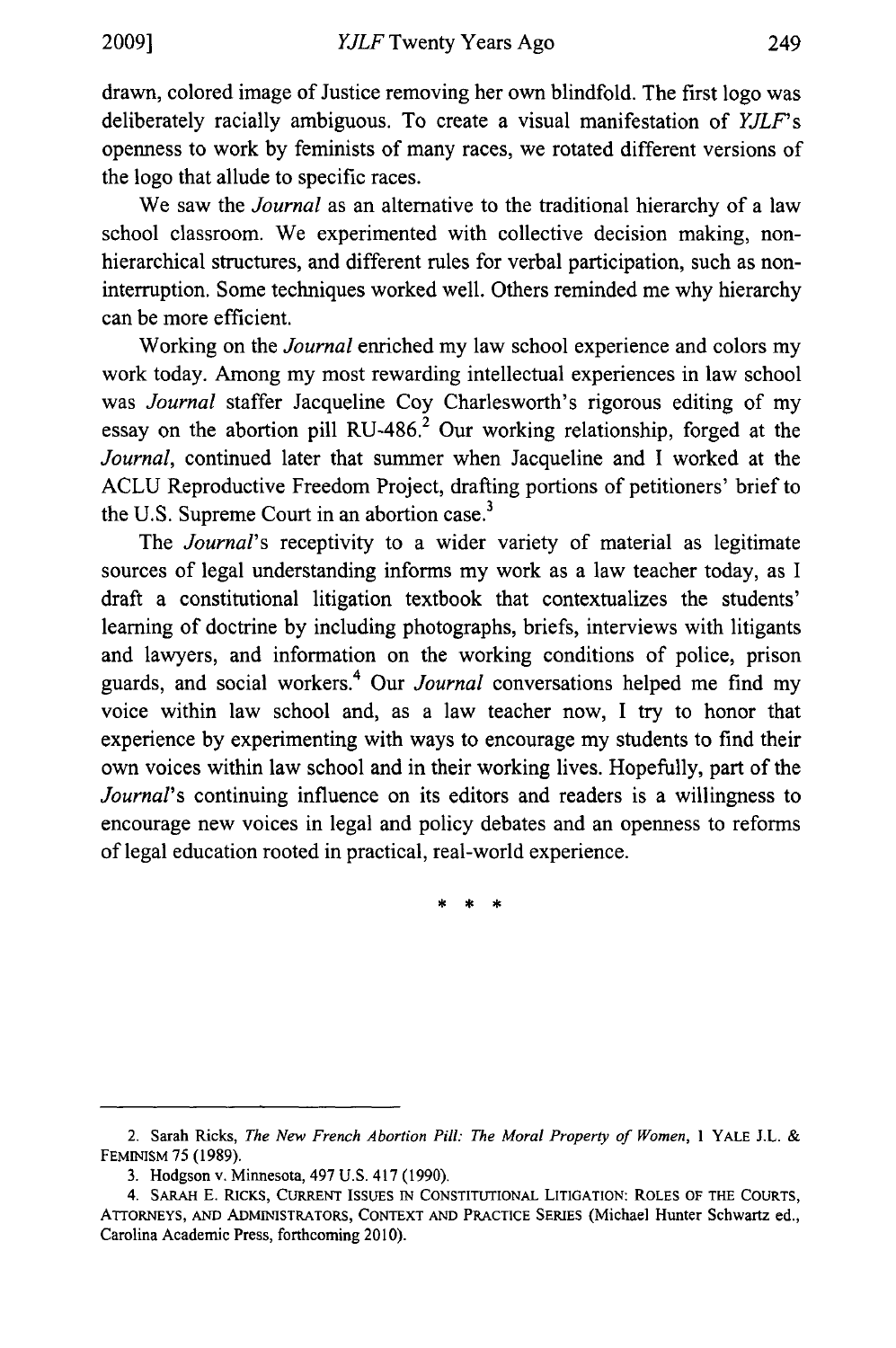drawn, colored image of Justice removing her own blindfold. The first logo was deliberately racially ambiguous. To create a visual manifestation of *YJLF*'s openness to work by feminists of many races, we rotated different versions of the logo that allude to specific races.

We saw the *Journal* as an alternative to the traditional hierarchy of a law school classroom. We experimented with collective decision making, non-hierarchical structures, and different rules for verbal participation, such as non-interruption. Some techniques worked well. Others reminded me why hierarchy can be more efficient.

Working on the *Journal* enriched my law school experience and colors my work today. Among my most rewarding intellectual experiences in law school was *Journal* staffer Jacqueline Coy Charlesworth's rigorous editing of my essay on the abortion pill RU-486.[2] Our working relationship, forged at the *Journal*, continued later that summer when Jacqueline and I worked at the ACLU Reproductive Freedom Project, drafting portions of petitioners' brief to the U.S. Supreme Court in an abortion case.[3]

The *Journal*'s receptivity to a wider variety of material as legitimate sources of legal understanding informs my work as a law teacher today, as I draft a constitutional litigation textbook that contextualizes the students' learning of doctrine by including photographs, briefs, interviews with litigants and lawyers, and information on the working conditions of police, prison guards, and social workers.[4] Our *Journal* conversations helped me find my voice within law school and, as a law teacher now, I try to honor that experience by experimenting with ways to encourage my students to find their own voices within law school and in their working lives. Hopefully, part of the *Journal*'s continuing influence on its editors and readers is a willingness to encourage new voices in legal and policy debates and an openness to reforms of legal education rooted in practical, real-world experience.

\* \* \*

---

2. Sarah Ricks, *The New French Abortion Pill: The Moral Property of Women*, 1 YALE J.L. & FEMINISM 75 (1989).

3. Hodgson v. Minnesota, 497 U.S. 417 (1990).

4. SARAH E. RICKS, CURRENT ISSUES IN CONSTITUTIONAL LITIGATION: ROLES OF THE COURTS, ATTORNEYS, AND ADMINISTRATORS, CONTEXT AND PRACTICE SERIES (Michael Hunter Schwartz ed., Carolina Academic Press, forthcoming 2010).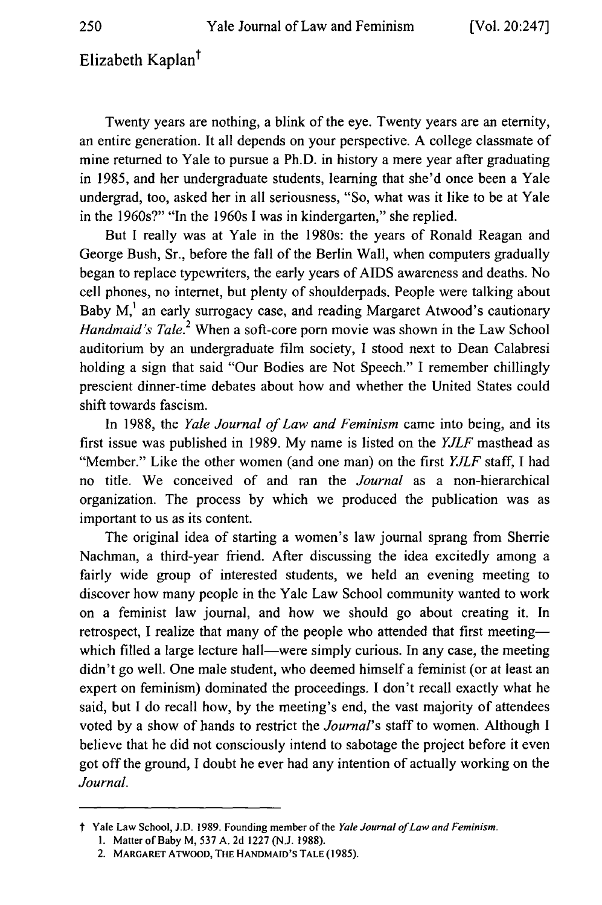## Elizabeth Kaplan[†]

Twenty years are nothing, a blink of the eye. Twenty years are an eternity, an entire generation. It all depends on your perspective. A college classmate of mine returned to Yale to pursue a Ph.D. in history a mere year after graduating in 1985, and her undergraduate students, learning that she'd once been a Yale undergrad, too, asked her in all seriousness, "So, what was it like to be at Yale in the 1960s?" "In the 1960s I was in kindergarten," she replied.

But I really was at Yale in the 1980s: the years of Ronald Reagan and George Bush, Sr., before the fall of the Berlin Wall, when computers gradually began to replace typewriters, the early years of AIDS awareness and deaths. No cell phones, no internet, but plenty of shoulderpads. People were talking about Baby M,[1] an early surrogacy case, and reading Margaret Atwood's cautionary *Handmaid's Tale*.[2] When a soft-core porn movie was shown in the Law School auditorium by an undergraduate film society, I stood next to Dean Calabresi holding a sign that said "Our Bodies are Not Speech." I remember chillingly prescient dinner-time debates about how and whether the United States could shift towards fascism.

In 1988, the *Yale Journal of Law and Feminism* came into being, and its first issue was published in 1989. My name is listed on the *YJLF* masthead as "Member." Like the other women (and one man) on the first *YJLF* staff, I had no title. We conceived of and ran the *Journal* as a non-hierarchical organization. The process by which we produced the publication was as important to us as its content.

The original idea of starting a women's law journal sprang from Sherrie Nachman, a third-year friend. After discussing the idea excitedly among a fairly wide group of interested students, we held an evening meeting to discover how many people in the Yale Law School community wanted to work on a feminist law journal, and how we should go about creating it. In retrospect, I realize that many of the people who attended that first meeting—which filled a large lecture hall—were simply curious. In any case, the meeting didn't go well. One male student, who deemed himself a feminist (or at least an expert on feminism) dominated the proceedings. I don't recall exactly what he said, but I do recall how, by the meeting's end, the vast majority of attendees voted by a show of hands to restrict the *Journal*'s staff to women. Although I believe that he did not consciously intend to sabotage the project before it even got off the ground, I doubt he ever had any intention of actually working on the *Journal*.

---

† Yale Law School, J.D. 1989. Founding member of the *Yale Journal of Law and Feminism*.

1. Matter of Baby M, 537 A. 2d 1227 (N.J. 1988).

2. MARGARET ATWOOD, THE HANDMAID'S TALE (1985).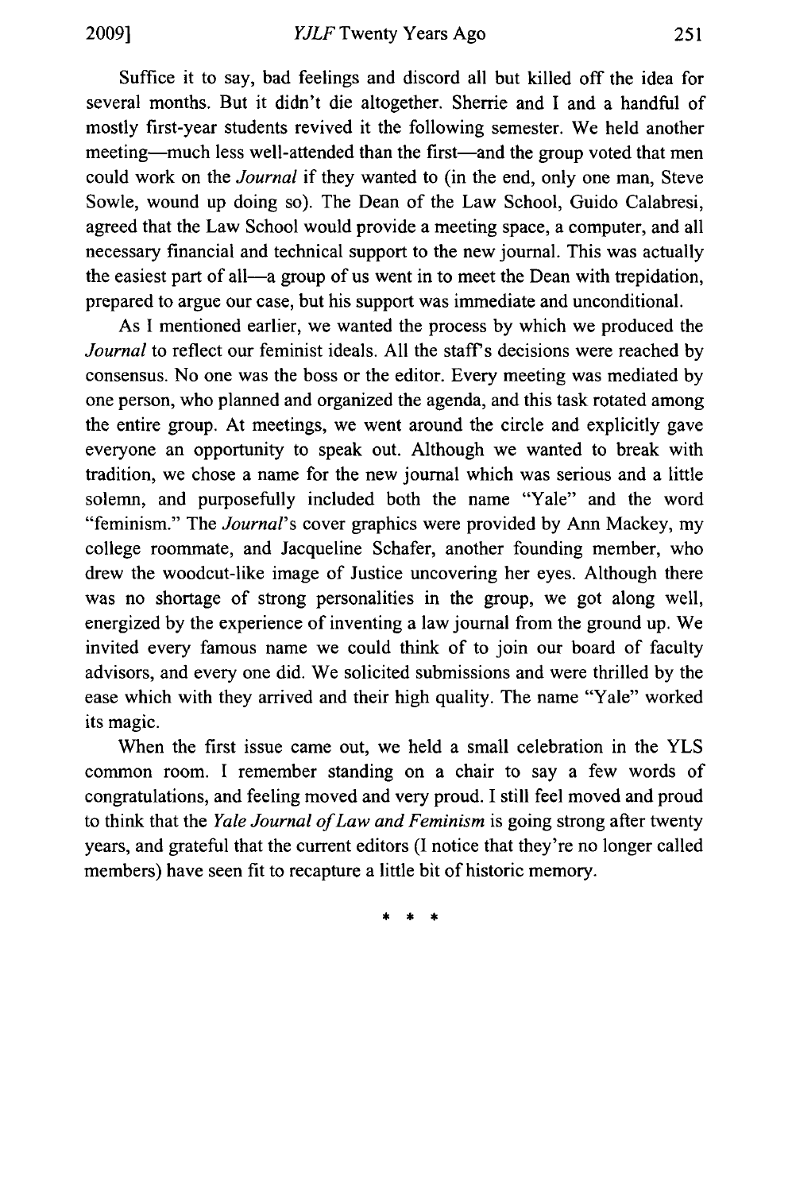Suffice it to say, bad feelings and discord all but killed off the idea for several months. But it didn't die altogether. Sherrie and I and a handful of mostly first-year students revived it the following semester. We held another meeting—much less well-attended than the first—and the group voted that men could work on the *Journal* if they wanted to (in the end, only one man, Steve Sowle, wound up doing so). The Dean of the Law School, Guido Calabresi, agreed that the Law School would provide a meeting space, a computer, and all necessary financial and technical support to the new journal. This was actually the easiest part of all—a group of us went in to meet the Dean with trepidation, prepared to argue our case, but his support was immediate and unconditional.

As I mentioned earlier, we wanted the process by which we produced the *Journal* to reflect our feminist ideals. All the staff's decisions were reached by consensus. No one was the boss or the editor. Every meeting was mediated by one person, who planned and organized the agenda, and this task rotated among the entire group. At meetings, we went around the circle and explicitly gave everyone an opportunity to speak out. Although we wanted to break with tradition, we chose a name for the new journal which was serious and a little solemn, and purposefully included both the name "Yale" and the word "feminism." The *Journal*'s cover graphics were provided by Ann Mackey, my college roommate, and Jacqueline Schafer, another founding member, who drew the woodcut-like image of Justice uncovering her eyes. Although there was no shortage of strong personalities in the group, we got along well, energized by the experience of inventing a law journal from the ground up. We invited every famous name we could think of to join our board of faculty advisors, and every one did. We solicited submissions and were thrilled by the ease which with they arrived and their high quality. The name "Yale" worked its magic.

When the first issue came out, we held a small celebration in the YLS common room. I remember standing on a chair to say a few words of congratulations, and feeling moved and very proud. I still feel moved and proud to think that the *Yale Journal of Law and Feminism* is going strong after twenty years, and grateful that the current editors (I notice that they're no longer called members) have seen fit to recapture a little bit of historic memory.

\* \* \*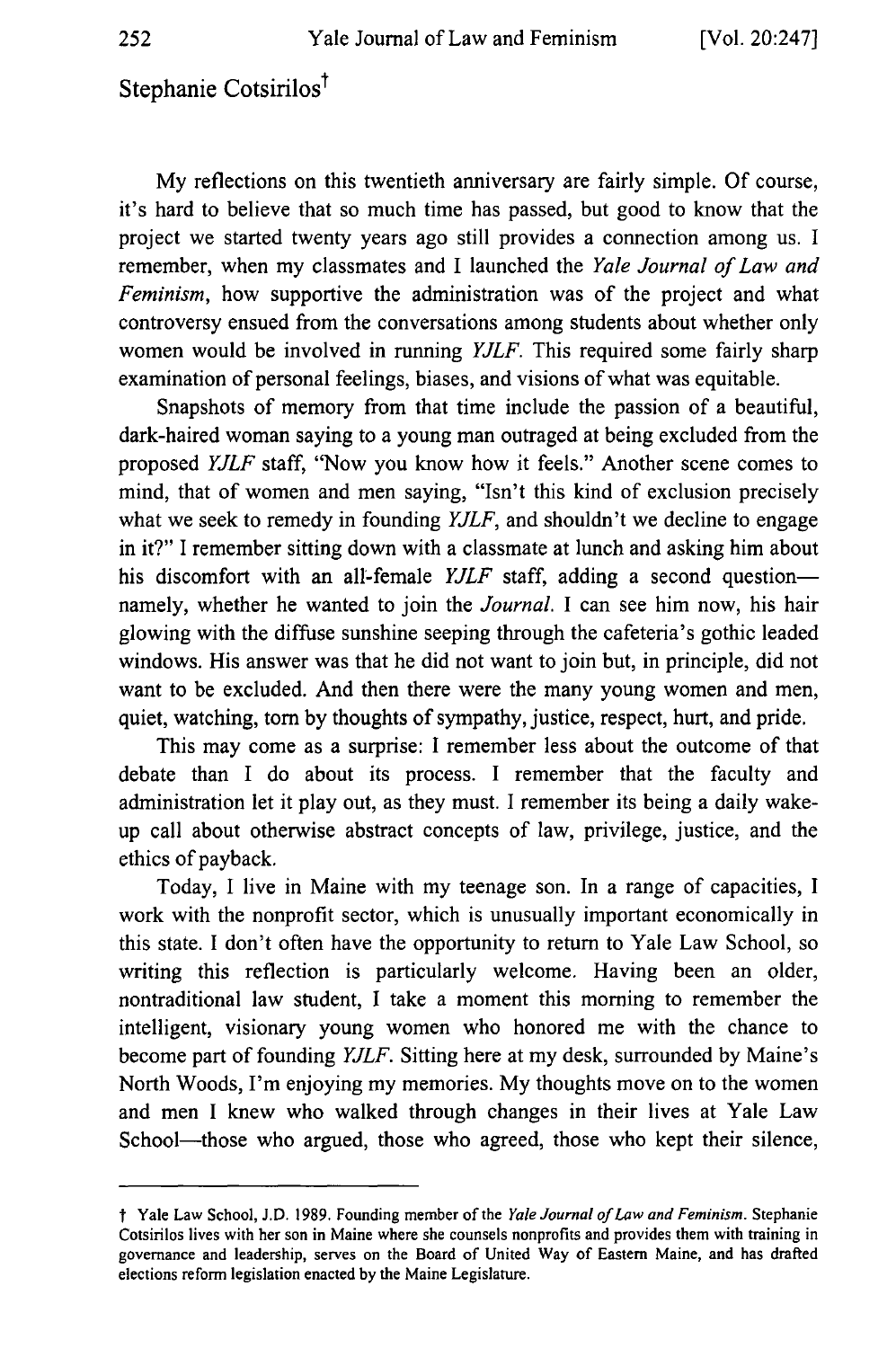## Stephanie Cotsirilos[†]

My reflections on this twentieth anniversary are fairly simple. Of course, it's hard to believe that so much time has passed, but good to know that the project we started twenty years ago still provides a connection among us. I remember, when my classmates and I launched the *Yale Journal of Law and Feminism*, how supportive the administration was of the project and what controversy ensued from the conversations among students about whether only women would be involved in running *YJLF*. This required some fairly sharp examination of personal feelings, biases, and visions of what was equitable.

Snapshots of memory from that time include the passion of a beautiful, dark-haired woman saying to a young man outraged at being excluded from the proposed *YJLF* staff, "Now you know how it feels." Another scene comes to mind, that of women and men saying, "Isn't this kind of exclusion precisely what we seek to remedy in founding *YJLF*, and shouldn't we decline to engage in it?" I remember sitting down with a classmate at lunch and asking him about his discomfort with an all-female *YJLF* staff, adding a second question—namely, whether he wanted to join the *Journal*. I can see him now, his hair glowing with the diffuse sunshine seeping through the cafeteria's gothic leaded windows. His answer was that he did not want to join but, in principle, did not want to be excluded. And then there were the many young women and men, quiet, watching, torn by thoughts of sympathy, justice, respect, hurt, and pride.

This may come as a surprise: I remember less about the outcome of that debate than I do about its process. I remember that the faculty and administration let it play out, as they must. I remember its being a daily wake-up call about otherwise abstract concepts of law, privilege, justice, and the ethics of payback.

Today, I live in Maine with my teenage son. In a range of capacities, I work with the nonprofit sector, which is unusually important economically in this state. I don't often have the opportunity to return to Yale Law School, so writing this reflection is particularly welcome. Having been an older, nontraditional law student, I take a moment this morning to remember the intelligent, visionary young women who honored me with the chance to become part of founding *YJLF*. Sitting here at my desk, surrounded by Maine's North Woods, I'm enjoying my memories. My thoughts move on to the women and men I knew who walked through changes in their lives at Yale Law School—those who argued, those who agreed, those who kept their silence,

---

† Yale Law School, J.D. 1989. Founding member of the *Yale Journal of Law and Feminism*. Stephanie Cotsirilos lives with her son in Maine where she counsels nonprofits and provides them with training in governance and leadership, serves on the Board of United Way of Eastern Maine, and has drafted elections reform legislation enacted by the Maine Legislature.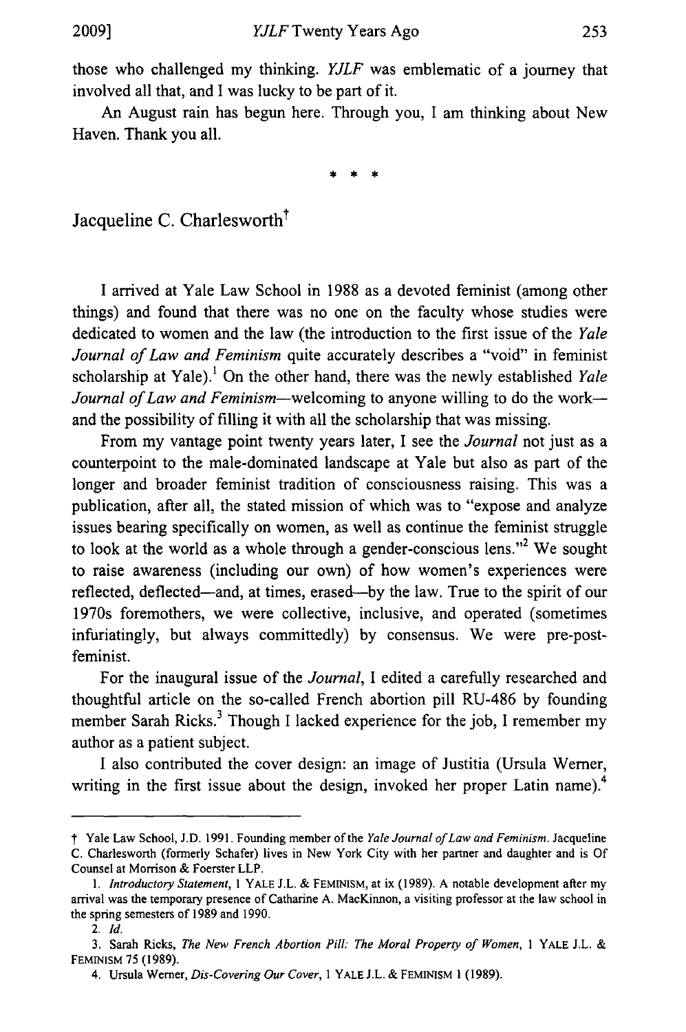those who challenged my thinking. *YJLF* was emblematic of a journey that involved all that, and I was lucky to be part of it.

An August rain has begun here. Through you, I am thinking about New Haven. Thank you all.

\* \* \*

## Jacqueline C. Charlesworth†

I arrived at Yale Law School in 1988 as a devoted feminist (among other things) and found that there was no one on the faculty whose studies were dedicated to women and the law (the introduction to the first issue of the *Yale Journal of Law and Feminism* quite accurately describes a "void" in feminist scholarship at Yale).[1] On the other hand, there was the newly established *Yale Journal of Law and Feminism*—welcoming to anyone willing to do the work—and the possibility of filling it with all the scholarship that was missing.

From my vantage point twenty years later, I see the *Journal* not just as a counterpoint to the male-dominated landscape at Yale but also as part of the longer and broader feminist tradition of consciousness raising. This was a publication, after all, the stated mission of which was to "expose and analyze issues bearing specifically on women, as well as continue the feminist struggle to look at the world as a whole through a gender-conscious lens."[2] We sought to raise awareness (including our own) of how women's experiences were reflected, deflected—and, at times, erased—by the law. True to the spirit of our 1970s foremothers, we were collective, inclusive, and operated (sometimes infuriatingly, but always committedly) by consensus. We were pre-post-feminist.

For the inaugural issue of the *Journal*, I edited a carefully researched and thoughtful article on the so-called French abortion pill RU-486 by founding member Sarah Ricks.[3] Though I lacked experience for the job, I remember my author as a patient subject.

I also contributed the cover design: an image of Justitia (Ursula Werner, writing in the first issue about the design, invoked her proper Latin name).[4]

---

† Yale Law School, J.D. 1991. Founding member of the *Yale Journal of Law and Feminism*. Jacqueline C. Charlesworth (formerly Schafer) lives in New York City with her partner and daughter and is Of Counsel at Morrison & Foerster LLP.

1. *Introductory Statement*, 1 YALE J.L. & FEMINISM, at ix (1989). A notable development after my arrival was the temporary presence of Catharine A. MacKinnon, a visiting professor at the law school in the spring semesters of 1989 and 1990.

2. *Id.*

3. Sarah Ricks, *The New French Abortion Pill: The Moral Property of Women*, 1 YALE J.L. & FEMINISM 75 (1989).

4. Ursula Werner, *Dis-Covering Our Cover*, 1 YALE J.L. & FEMINISM 1 (1989).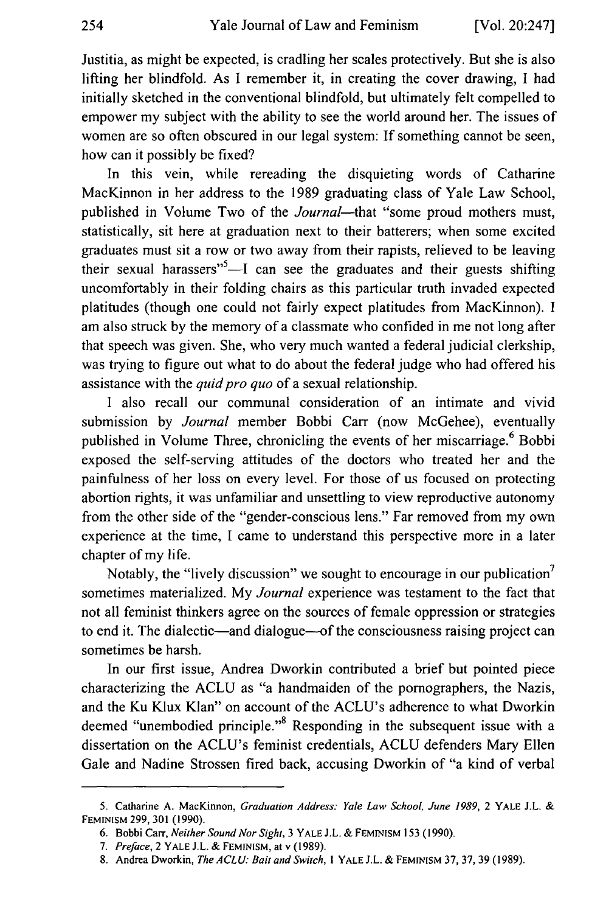Justitia, as might be expected, is cradling her scales protectively. But she is also lifting her blindfold. As I remember it, in creating the cover drawing, I had initially sketched in the conventional blindfold, but ultimately felt compelled to empower my subject with the ability to see the world around her. The issues of women are so often obscured in our legal system: If something cannot be seen, how can it possibly be fixed?

In this vein, while rereading the disquieting words of Catharine MacKinnon in her address to the 1989 graduating class of Yale Law School, published in Volume Two of the *Journal*—that "some proud mothers must, statistically, sit here at graduation next to their batterers; when some excited graduates must sit a row or two away from their rapists, relieved to be leaving their sexual harassers"[5]—I can see the graduates and their guests shifting uncomfortably in their folding chairs as this particular truth invaded expected platitudes (though one could not fairly expect platitudes from MacKinnon). I am also struck by the memory of a classmate who confided in me not long after that speech was given. She, who very much wanted a federal judicial clerkship, was trying to figure out what to do about the federal judge who had offered his assistance with the *quid pro quo* of a sexual relationship.

I also recall our communal consideration of an intimate and vivid submission by *Journal* member Bobbi Carr (now McGehee), eventually published in Volume Three, chronicling the events of her miscarriage.[6] Bobbi exposed the self-serving attitudes of the doctors who treated her and the painfulness of her loss on every level. For those of us focused on protecting abortion rights, it was unfamiliar and unsettling to view reproductive autonomy from the other side of the "gender-conscious lens." Far removed from my own experience at the time, I came to understand this perspective more in a later chapter of my life.

Notably, the "lively discussion" we sought to encourage in our publication[7] sometimes materialized. My *Journal* experience was testament to the fact that not all feminist thinkers agree on the sources of female oppression or strategies to end it. The dialectic—and dialogue—of the consciousness raising project can sometimes be harsh.

In our first issue, Andrea Dworkin contributed a brief but pointed piece characterizing the ACLU as "a handmaiden of the pornographers, the Nazis, and the Ku Klux Klan" on account of the ACLU's adherence to what Dworkin deemed "unembodied principle."[8] Responding in the subsequent issue with a dissertation on the ACLU's feminist credentials, ACLU defenders Mary Ellen Gale and Nadine Strossen fired back, accusing Dworkin of "a kind of verbal

---

5. Catharine A. MacKinnon, *Graduation Address: Yale Law School, June 1989*, 2 YALE J.L. & FEMINISM 299, 301 (1990).

6. Bobbi Carr, *Neither Sound Nor Sight*, 3 YALE J.L. & FEMINISM 153 (1990).

7. *Preface*, 2 YALE J.L. & FEMINISM, at v (1989).

8. Andrea Dworkin, *The ACLU: Bait and Switch*, 1 YALE J.L. & FEMINISM 37, 37, 39 (1989).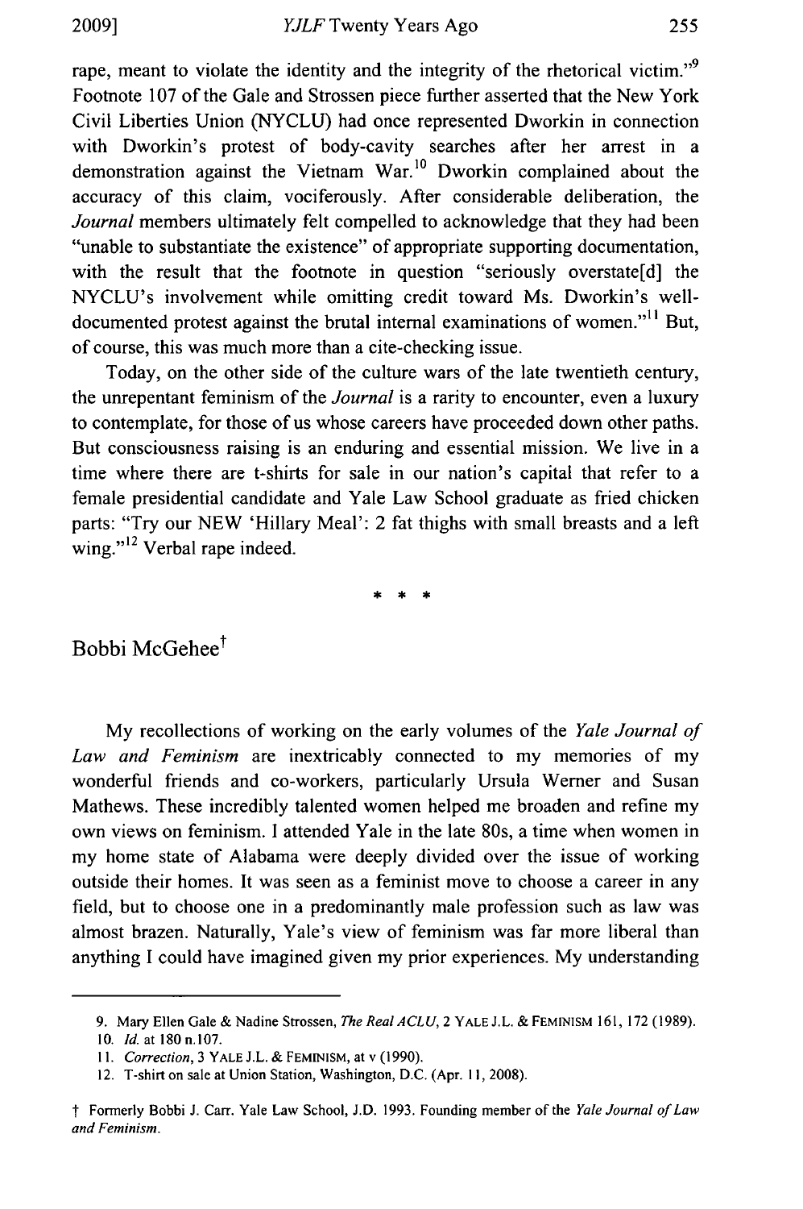rape, meant to violate the identity and the integrity of the rhetorical victim."[9] Footnote 107 of the Gale and Strossen piece further asserted that the New York Civil Liberties Union (NYCLU) had once represented Dworkin in connection with Dworkin's protest of body-cavity searches after her arrest in a demonstration against the Vietnam War.[10] Dworkin complained about the accuracy of this claim, vociferously. After considerable deliberation, the *Journal* members ultimately felt compelled to acknowledge that they had been "unable to substantiate the existence" of appropriate supporting documentation, with the result that the footnote in question "seriously overstate[d] the NYCLU's involvement while omitting credit toward Ms. Dworkin's well-documented protest against the brutal internal examinations of women."[11] But, of course, this was much more than a cite-checking issue.

Today, on the other side of the culture wars of the late twentieth century, the unrepentant feminism of the *Journal* is a rarity to encounter, even a luxury to contemplate, for those of us whose careers have proceeded down other paths. But consciousness raising is an enduring and essential mission. We live in a time where there are t-shirts for sale in our nation's capital that refer to a female presidential candidate and Yale Law School graduate as fried chicken parts: "Try our NEW 'Hillary Meal': 2 fat thighs with small breasts and a left wing."[12] Verbal rape indeed.

\* \* \*

## Bobbi McGehee[†]

My recollections of working on the early volumes of the *Yale Journal of Law and Feminism* are inextricably connected to my memories of my wonderful friends and co-workers, particularly Ursula Werner and Susan Mathews. These incredibly talented women helped me broaden and refine my own views on feminism. I attended Yale in the late 80s, a time when women in my home state of Alabama were deeply divided over the issue of working outside their homes. It was seen as a feminist move to choose a career in any field, but to choose one in a predominantly male profession such as law was almost brazen. Naturally, Yale's view of feminism was far more liberal than anything I could have imagined given my prior experiences. My understanding

---

9. Mary Ellen Gale & Nadine Strossen, *The Real ACLU*, 2 YALE J.L. & FEMINISM 161, 172 (1989).

10. *Id.* at 180 n.107.

11. *Correction*, 3 YALE J.L. & FEMINISM, at v (1990).

12. T-shirt on sale at Union Station, Washington, D.C. (Apr. 11, 2008).

† Formerly Bobbi J. Carr. Yale Law School, J.D. 1993. Founding member of the *Yale Journal of Law and Feminism*.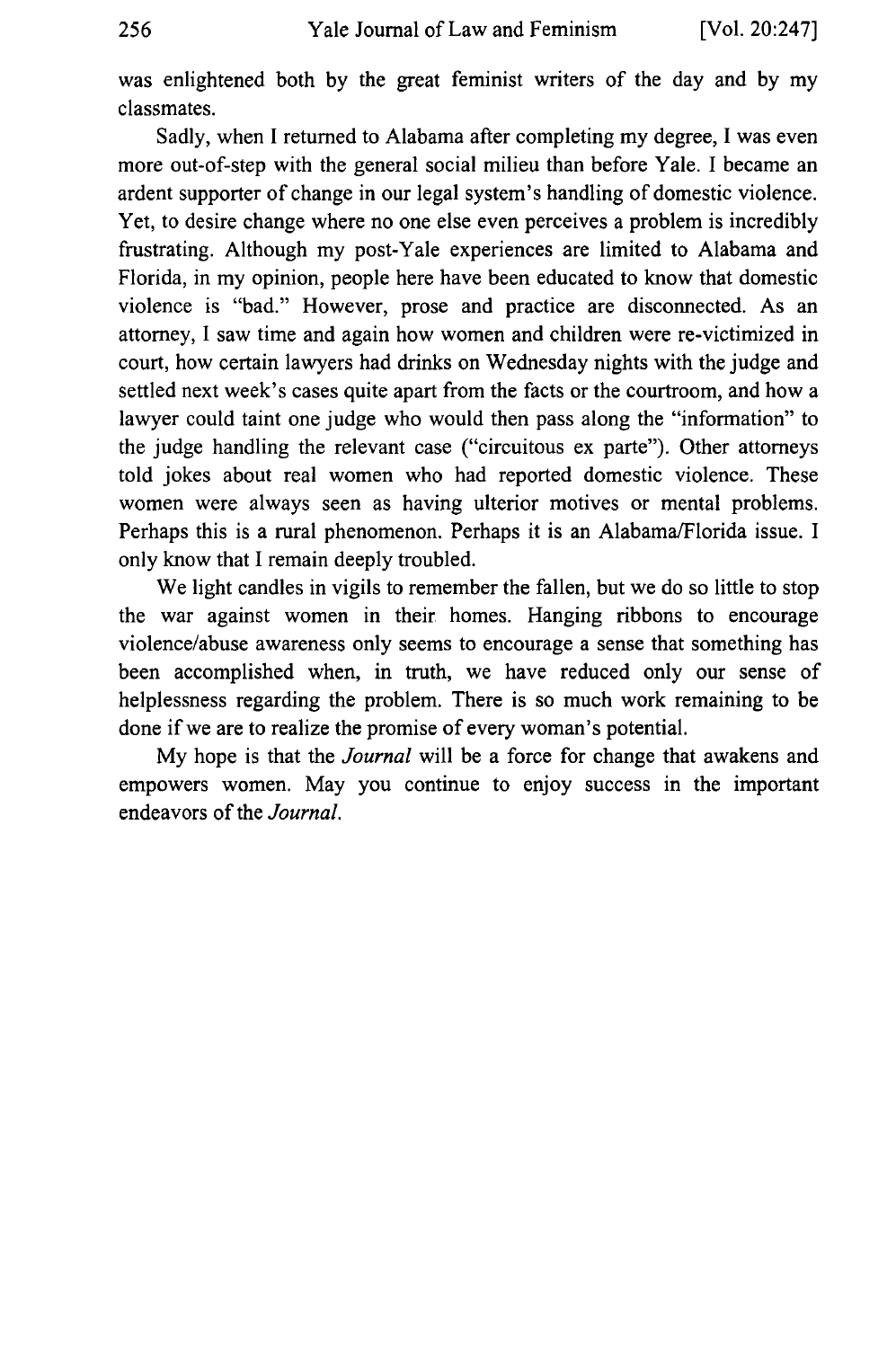was enlightened both by the great feminist writers of the day and by my classmates.

Sadly, when I returned to Alabama after completing my degree, I was even more out-of-step with the general social milieu than before Yale. I became an ardent supporter of change in our legal system's handling of domestic violence. Yet, to desire change where no one else even perceives a problem is incredibly frustrating. Although my post-Yale experiences are limited to Alabama and Florida, in my opinion, people here have been educated to know that domestic violence is "bad." However, prose and practice are disconnected. As an attorney, I saw time and again how women and children were re-victimized in court, how certain lawyers had drinks on Wednesday nights with the judge and settled next week's cases quite apart from the facts or the courtroom, and how a lawyer could taint one judge who would then pass along the "information" to the judge handling the relevant case ("circuitous ex parte"). Other attorneys told jokes about real women who had reported domestic violence. These women were always seen as having ulterior motives or mental problems. Perhaps this is a rural phenomenon. Perhaps it is an Alabama/Florida issue. I only know that I remain deeply troubled.

We light candles in vigils to remember the fallen, but we do so little to stop the war against women in their homes. Hanging ribbons to encourage violence/abuse awareness only seems to encourage a sense that something has been accomplished when, in truth, we have reduced only our sense of helplessness regarding the problem. There is so much work remaining to be done if we are to realize the promise of every woman's potential.

My hope is that the *Journal* will be a force for change that awakens and empowers women. May you continue to enjoy success in the important endeavors of the *Journal*.